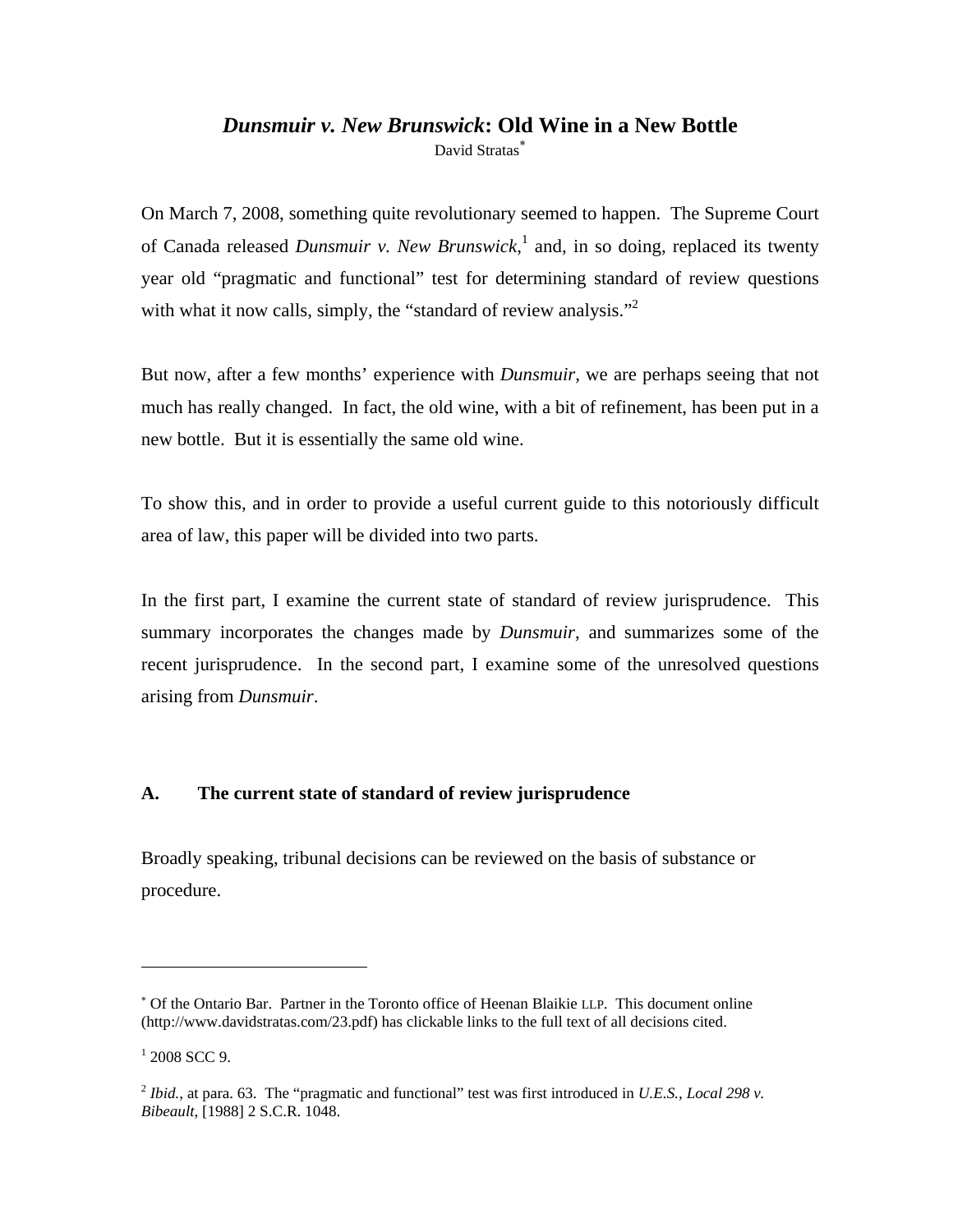# *Dunsmuir v. New Brunswick*: Old Wine in a New Bottle

David Stratas[*]

On March 7, 2008, something quite revolutionary seemed to happen. The Supreme Court of Canada released *Dunsmuir v. New Brunswick*,[1] and, in so doing, replaced its twenty year old "pragmatic and functional" test for determining standard of review questions with what it now calls, simply, the "standard of review analysis."[2]

But now, after a few months' experience with *Dunsmuir*, we are perhaps seeing that not much has really changed. In fact, the old wine, with a bit of refinement, has been put in a new bottle. But it is essentially the same old wine.

To show this, and in order to provide a useful current guide to this notoriously difficult area of law, this paper will be divided into two parts.

In the first part, I examine the current state of standard of review jurisprudence. This summary incorporates the changes made by *Dunsmuir*, and summarizes some of the recent jurisprudence. In the second part, I examine some of the unresolved questions arising from *Dunsmuir*.

## A. The current state of standard of review jurisprudence

Broadly speaking, tribunal decisions can be reviewed on the basis of substance or procedure.

---

[*] Of the Ontario Bar. Partner in the Toronto office of Heenan Blaikie LLP. This document online (http://www.davidstratas.com/23.pdf) has clickable links to the full text of all decisions cited.

[1] 2008 SCC 9.

[2] *Ibid.*, at para. 63. The "pragmatic and functional" test was first introduced in *U.E.S., Local 298 v. Bibeault*, [1988] 2 S.C.R. 1048.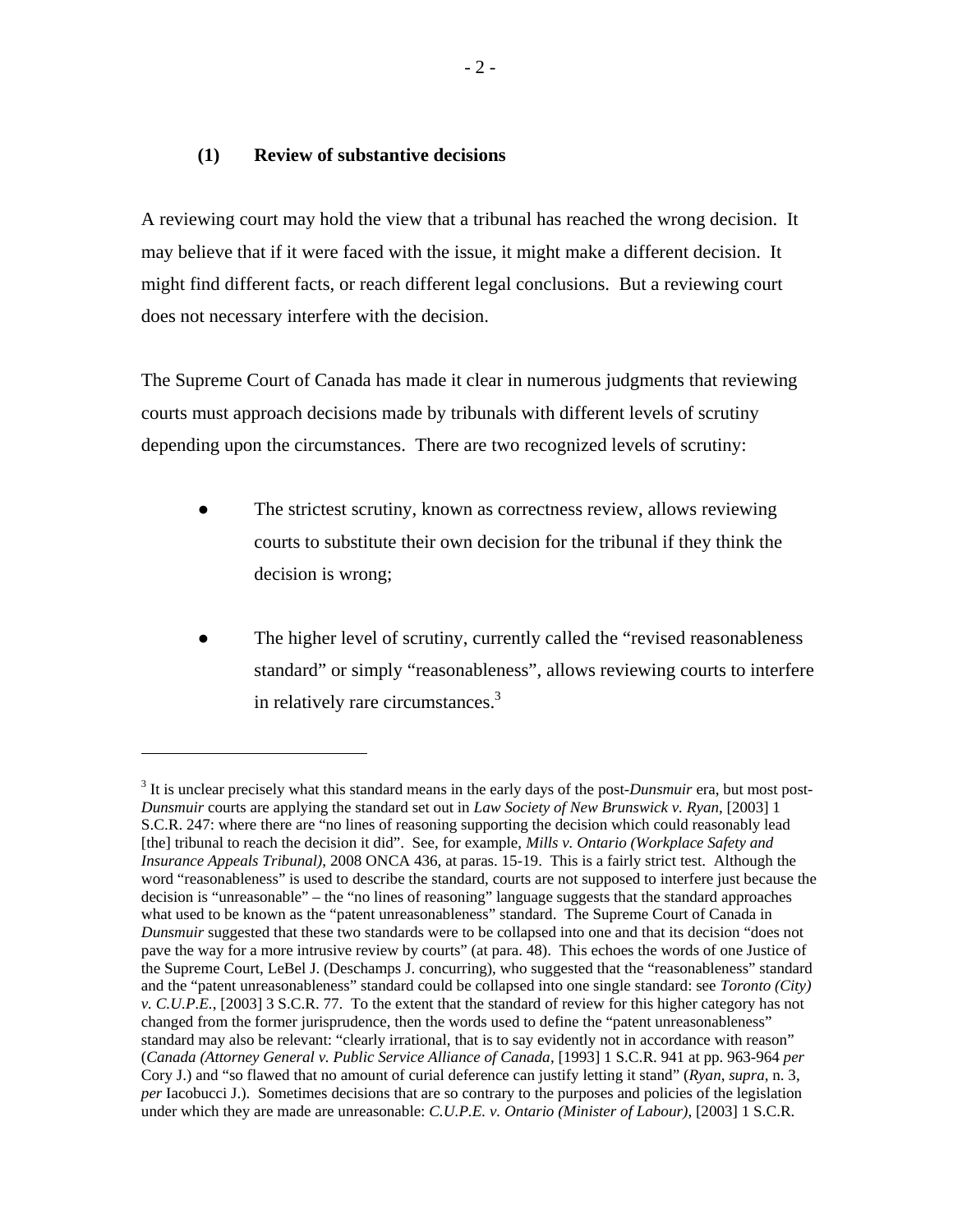### (1) Review of substantive decisions

A reviewing court may hold the view that a tribunal has reached the wrong decision. It may believe that if it were faced with the issue, it might make a different decision. It might find different facts, or reach different legal conclusions. But a reviewing court does not necessary interfere with the decision.

The Supreme Court of Canada has made it clear in numerous judgments that reviewing courts must approach decisions made by tribunals with different levels of scrutiny depending upon the circumstances. There are two recognized levels of scrutiny:

- The strictest scrutiny, known as correctness review, allows reviewing courts to substitute their own decision for the tribunal if they think the decision is wrong;

- The higher level of scrutiny, currently called the "revised reasonableness standard" or simply "reasonableness", allows reviewing courts to interfere in relatively rare circumstances.[3]

---

[3] It is unclear precisely what this standard means in the early days of the post-*Dunsmuir* era, but most post-*Dunsmuir* courts are applying the standard set out in *Law Society of New Brunswick v. Ryan*, [2003] 1 S.C.R. 247: where there are "no lines of reasoning supporting the decision which could reasonably lead [the] tribunal to reach the decision it did". See, for example, *Mills v. Ontario (Workplace Safety and Insurance Appeals Tribunal)*, 2008 ONCA 436, at paras. 15-19. This is a fairly strict test. Although the word "reasonableness" is used to describe the standard, courts are not supposed to interfere just because the decision is "unreasonable" – the "no lines of reasoning" language suggests that the standard approaches what used to be known as the "patent unreasonableness" standard. The Supreme Court of Canada in *Dunsmuir* suggested that these two standards were to be collapsed into one and that its decision "does not pave the way for a more intrusive review by courts" (at para. 48). This echoes the words of one Justice of the Supreme Court, LeBel J. (Deschamps J. concurring), who suggested that the "reasonableness" standard and the "patent unreasonableness" standard could be collapsed into one single standard: see *Toronto (City) v. C.U.P.E.*, [2003] 3 S.C.R. 77. To the extent that the standard of review for this higher category has not changed from the former jurisprudence, then the words used to define the "patent unreasonableness" standard may also be relevant: "clearly irrational, that is to say evidently not in accordance with reason" (*Canada (Attorney General v. Public Service Alliance of Canada*, [1993] 1 S.C.R. 941 at pp. 963-964 *per* Cory J.) and "so flawed that no amount of curial deference can justify letting it stand" (*Ryan*, *supra*, n. 3, *per* Iacobucci J.). Sometimes decisions that are so contrary to the purposes and policies of the legislation under which they are made are unreasonable: *C.U.P.E. v. Ontario (Minister of Labour)*, [2003] 1 S.C.R.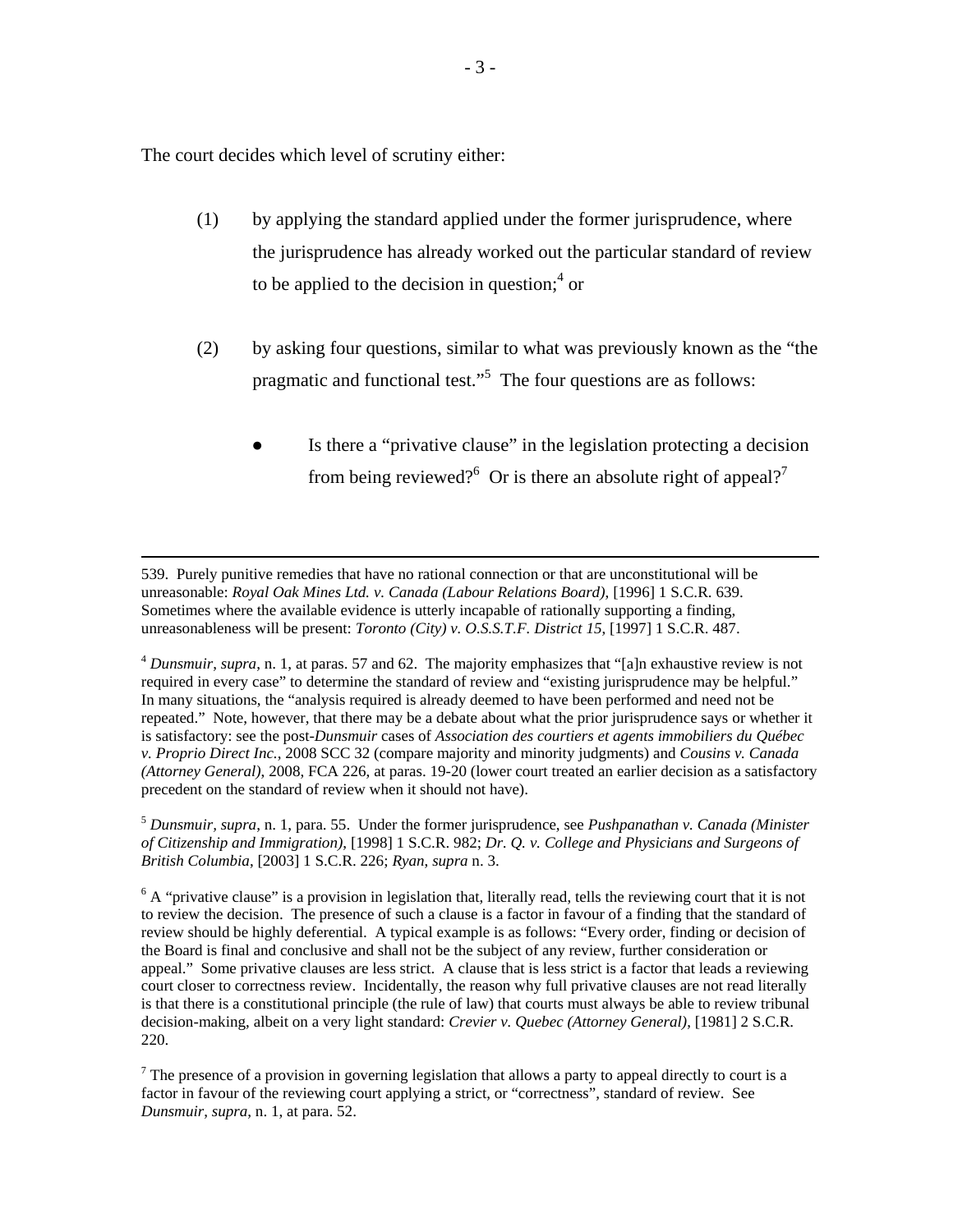The court decides which level of scrutiny either:

(1) by applying the standard applied under the former jurisprudence, where the jurisprudence has already worked out the particular standard of review to be applied to the decision in question;[4] or

(2) by asking four questions, similar to what was previously known as the "the pragmatic and functional test."[5] The four questions are as follows:

- Is there a "privative clause" in the legislation protecting a decision from being reviewed?[6] Or is there an absolute right of appeal?[7]

---

539. Purely punitive remedies that have no rational connection or that are unconstitutional will be unreasonable: *Royal Oak Mines Ltd. v. Canada (Labour Relations Board)*, [1996] 1 S.C.R. 639. Sometimes where the available evidence is utterly incapable of rationally supporting a finding, unreasonableness will be present: *Toronto (City) v. O.S.S.T.F. District 15*, [1997] 1 S.C.R. 487.

[4] *Dunsmuir*, *supra*, n. 1, at paras. 57 and 62. The majority emphasizes that "[a]n exhaustive review is not required in every case" to determine the standard of review and "existing jurisprudence may be helpful." In many situations, the "analysis required is already deemed to have been performed and need not be repeated." Note, however, that there may be a debate about what the prior jurisprudence says or whether it is satisfactory: see the post-*Dunsmuir* cases of *Association des courtiers et agents immobiliers du Québec v. Proprio Direct Inc.*, 2008 SCC 32 (compare majority and minority judgments) and *Cousins v. Canada (Attorney General)*, 2008, FCA 226, at paras. 19-20 (lower court treated an earlier decision as a satisfactory precedent on the standard of review when it should not have).

[5] *Dunsmuir, supra*, n. 1, para. 55. Under the former jurisprudence, see *Pushpanathan v. Canada (Minister of Citizenship and Immigration)*, [1998] 1 S.C.R. 982; *Dr. Q. v. College and Physicians and Surgeons of British Columbia*, [2003] 1 S.C.R. 226; *Ryan*, *supra* n. 3.

[6] A "privative clause" is a provision in legislation that, literally read, tells the reviewing court that it is not to review the decision. The presence of such a clause is a factor in favour of a finding that the standard of review should be highly deferential. A typical example is as follows: "Every order, finding or decision of the Board is final and conclusive and shall not be the subject of any review, further consideration or appeal." Some privative clauses are less strict. A clause that is less strict is a factor that leads a reviewing court closer to correctness review. Incidentally, the reason why full privative clauses are not read literally is that there is a constitutional principle (the rule of law) that courts must always be able to review tribunal decision-making, albeit on a very light standard: *Crevier v. Quebec (Attorney General)*, [1981] 2 S.C.R. 220.

[7] The presence of a provision in governing legislation that allows a party to appeal directly to court is a factor in favour of the reviewing court applying a strict, or "correctness", standard of review. See *Dunsmuir*, *supra*, n. 1, at para. 52.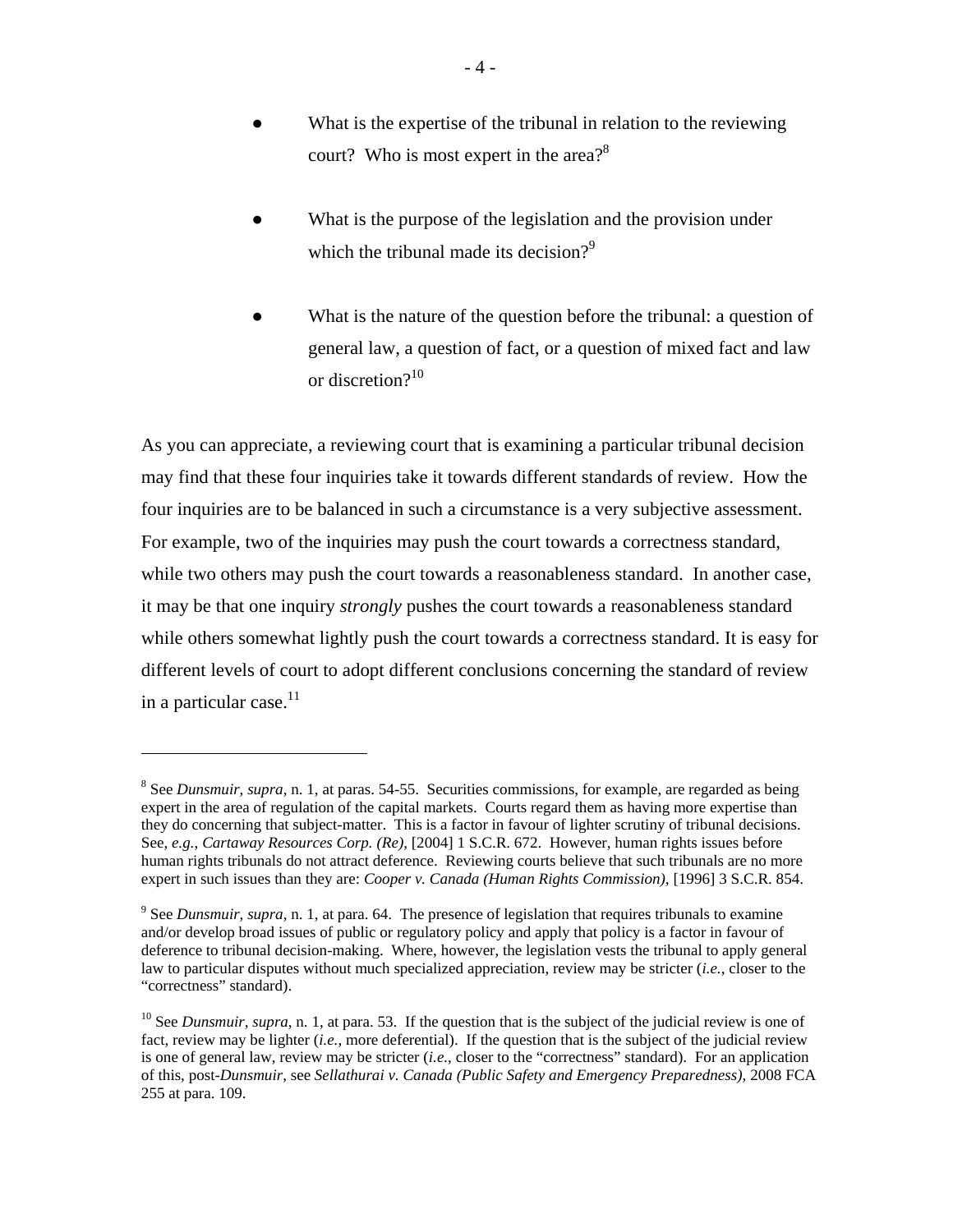- What is the expertise of the tribunal in relation to the reviewing court? Who is most expert in the area?[8]

- What is the purpose of the legislation and the provision under which the tribunal made its decision?[9]

- What is the nature of the question before the tribunal: a question of general law, a question of fact, or a question of mixed fact and law or discretion?[10]

As you can appreciate, a reviewing court that is examining a particular tribunal decision may find that these four inquiries take it towards different standards of review. How the four inquiries are to be balanced in such a circumstance is a very subjective assessment. For example, two of the inquiries may push the court towards a correctness standard, while two others may push the court towards a reasonableness standard. In another case, it may be that one inquiry *strongly* pushes the court towards a reasonableness standard while others somewhat lightly push the court towards a correctness standard. It is easy for different levels of court to adopt different conclusions concerning the standard of review in a particular case.[11]

---

[8] See *Dunsmuir*, *supra*, n. 1, at paras. 54-55. Securities commissions, for example, are regarded as being expert in the area of regulation of the capital markets. Courts regard them as having more expertise than they do concerning that subject-matter. This is a factor in favour of lighter scrutiny of tribunal decisions. See, *e.g.*, *Cartaway Resources Corp. (Re)*, [2004] 1 S.C.R. 672. However, human rights issues before human rights tribunals do not attract deference. Reviewing courts believe that such tribunals are no more expert in such issues than they are: *Cooper v. Canada (Human Rights Commission)*, [1996] 3 S.C.R. 854.

[9] See *Dunsmuir*, *supra*, n. 1, at para. 64. The presence of legislation that requires tribunals to examine and/or develop broad issues of public or regulatory policy and apply that policy is a factor in favour of deference to tribunal decision-making. Where, however, the legislation vests the tribunal to apply general law to particular disputes without much specialized appreciation, review may be stricter (*i.e.*, closer to the "correctness" standard).

[10] See *Dunsmuir*, *supra*, n. 1, at para. 53. If the question that is the subject of the judicial review is one of fact, review may be lighter (*i.e.*, more deferential). If the question that is the subject of the judicial review is one of general law, review may be stricter (*i.e.*, closer to the "correctness" standard). For an application of this, post-*Dunsmuir*, see *Sellathurai v. Canada (Public Safety and Emergency Preparedness)*, 2008 FCA 255 at para. 109.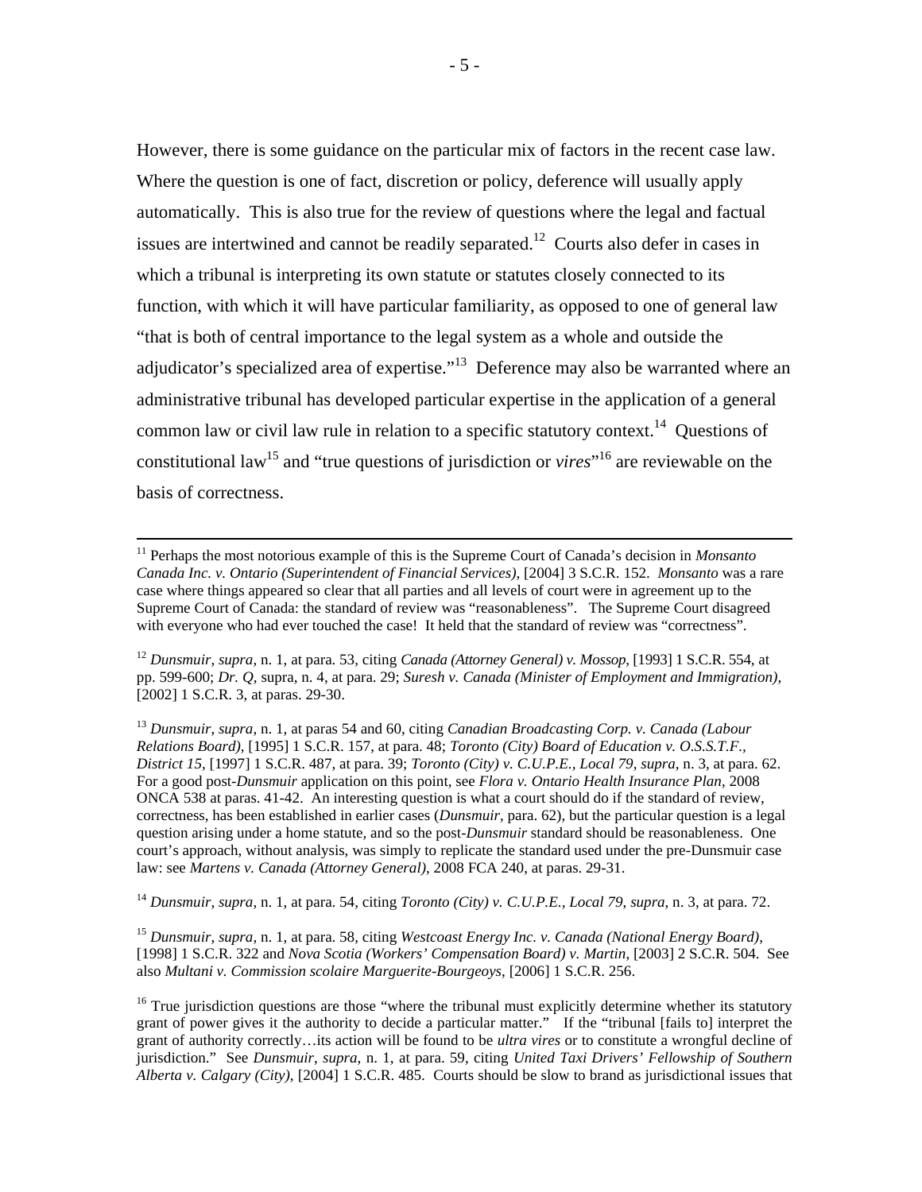However, there is some guidance on the particular mix of factors in the recent case law. Where the question is one of fact, discretion or policy, deference will usually apply automatically. This is also true for the review of questions where the legal and factual issues are intertwined and cannot be readily separated.[12] Courts also defer in cases in which a tribunal is interpreting its own statute or statutes closely connected to its function, with which it will have particular familiarity, as opposed to one of general law "that is both of central importance to the legal system as a whole and outside the adjudicator's specialized area of expertise."[13] Deference may also be warranted where an administrative tribunal has developed particular expertise in the application of a general common law or civil law rule in relation to a specific statutory context.[14] Questions of constitutional law[15] and "true questions of jurisdiction or *vires*"[16] are reviewable on the basis of correctness.

---

[11] Perhaps the most notorious example of this is the Supreme Court of Canada's decision in *Monsanto Canada Inc. v. Ontario (Superintendent of Financial Services)*, [2004] 3 S.C.R. 152. *Monsanto* was a rare case where things appeared so clear that all parties and all levels of court were in agreement up to the Supreme Court of Canada: the standard of review was "reasonableness". The Supreme Court disagreed with everyone who had ever touched the case! It held that the standard of review was "correctness".

[12] *Dunsmuir*, *supra*, n. 1, at para. 53, citing *Canada (Attorney General) v. Mossop*, [1993] 1 S.C.R. 554, at pp. 599-600; *Dr. Q*, supra, n. 4, at para. 29; *Suresh v. Canada (Minister of Employment and Immigration)*, [2002] 1 S.C.R. 3, at paras. 29-30.

[13] *Dunsmuir*, *supra*, n. 1, at paras 54 and 60, citing *Canadian Broadcasting Corp. v. Canada (Labour Relations Board)*, [1995] 1 S.C.R. 157, at para. 48; *Toronto (City) Board of Education v. O.S.S.T.F., District 15*, [1997] 1 S.C.R. 487, at para. 39; *Toronto (City) v. C.U.P.E., Local 79*, *supra*, n. 3, at para. 62. For a good post-*Dunsmuir* application on this point, see *Flora v. Ontario Health Insurance Plan*, 2008 ONCA 538 at paras. 41-42. An interesting question is what a court should do if the standard of review, correctness, has been established in earlier cases (*Dunsmuir*, para. 62), but the particular question is a legal question arising under a home statute, and so the post-*Dunsmuir* standard should be reasonableness. One court's approach, without analysis, was simply to replicate the standard used under the pre-Dunsmuir case law: see *Martens v. Canada (Attorney General)*, 2008 FCA 240, at paras. 29-31.

[14] *Dunsmuir*, *supra*, n. 1, at para. 54, citing *Toronto (City) v. C.U.P.E., Local 79*, *supra*, n. 3, at para. 72.

[15] *Dunsmuir*, *supra*, n. 1, at para. 58, citing *Westcoast Energy Inc. v. Canada (National Energy Board)*, [1998] 1 S.C.R. 322 and *Nova Scotia (Workers' Compensation Board) v. Martin*, [2003] 2 S.C.R. 504. See also *Multani v. Commission scolaire Marguerite-Bourgeoys*, [2006] 1 S.C.R. 256.

[16] True jurisdiction questions are those "where the tribunal must explicitly determine whether its statutory grant of power gives it the authority to decide a particular matter." If the "tribunal [fails to] interpret the grant of authority correctly…its action will be found to be *ultra vires* or to constitute a wrongful decline of jurisdiction." See *Dunsmuir*, *supra*, n. 1, at para. 59, citing *United Taxi Drivers' Fellowship of Southern Alberta v. Calgary (City)*, [2004] 1 S.C.R. 485. Courts should be slow to brand as jurisdictional issues that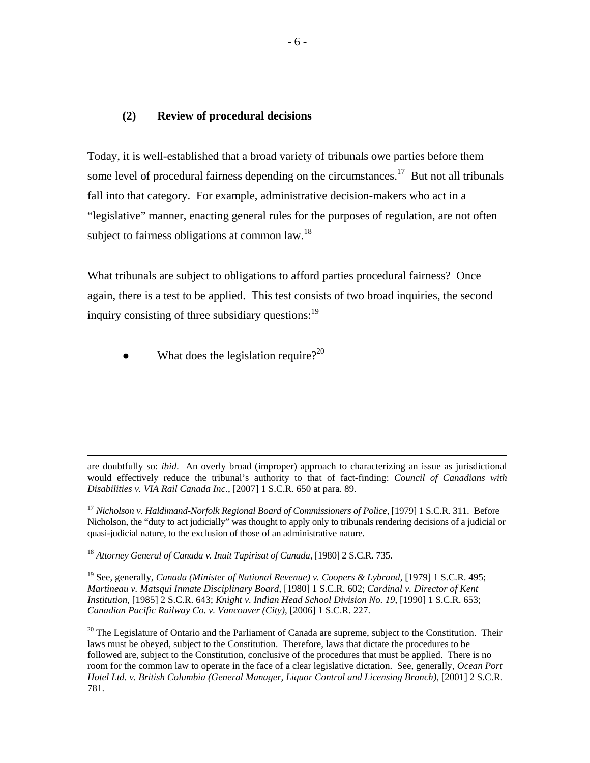### (2) Review of procedural decisions

Today, it is well-established that a broad variety of tribunals owe parties before them some level of procedural fairness depending on the circumstances.[17] But not all tribunals fall into that category. For example, administrative decision-makers who act in a "legislative" manner, enacting general rules for the purposes of regulation, are not often subject to fairness obligations at common law.[18]

What tribunals are subject to obligations to afford parties procedural fairness? Once again, there is a test to be applied. This test consists of two broad inquiries, the second inquiry consisting of three subsidiary questions:[19]

- What does the legislation require?[20]

---

are doubtfully so: *ibid*. An overly broad (improper) approach to characterizing an issue as jurisdictional would effectively reduce the tribunal's authority to that of fact-finding: *Council of Canadians with Disabilities v. VIA Rail Canada Inc.*, [2007] 1 S.C.R. 650 at para. 89.

[17] *Nicholson v. Haldimand-Norfolk Regional Board of Commissioners of Police*, [1979] 1 S.C.R. 311. Before Nicholson, the "duty to act judicially" was thought to apply only to tribunals rendering decisions of a judicial or quasi-judicial nature, to the exclusion of those of an administrative nature.

[18] *Attorney General of Canada v. Inuit Tapirisat of Canada*, [1980] 2 S.C.R. 735.

[19] See, generally, *Canada (Minister of National Revenue) v. Coopers & Lybrand*, [1979] 1 S.C.R. 495; *Martineau v. Matsqui Inmate Disciplinary Board*, [1980] 1 S.C.R. 602; *Cardinal v. Director of Kent Institution*, [1985] 2 S.C.R. 643; *Knight v. Indian Head School Division No. 19*, [1990] 1 S.C.R. 653; *Canadian Pacific Railway Co. v. Vancouver (City)*, [2006] 1 S.C.R. 227.

[20] The Legislature of Ontario and the Parliament of Canada are supreme, subject to the Constitution. Their laws must be obeyed, subject to the Constitution. Therefore, laws that dictate the procedures to be followed are, subject to the Constitution, conclusive of the procedures that must be applied. There is no room for the common law to operate in the face of a clear legislative dictation. See, generally, *Ocean Port Hotel Ltd. v. British Columbia (General Manager, Liquor Control and Licensing Branch)*, [2001] 2 S.C.R. 781.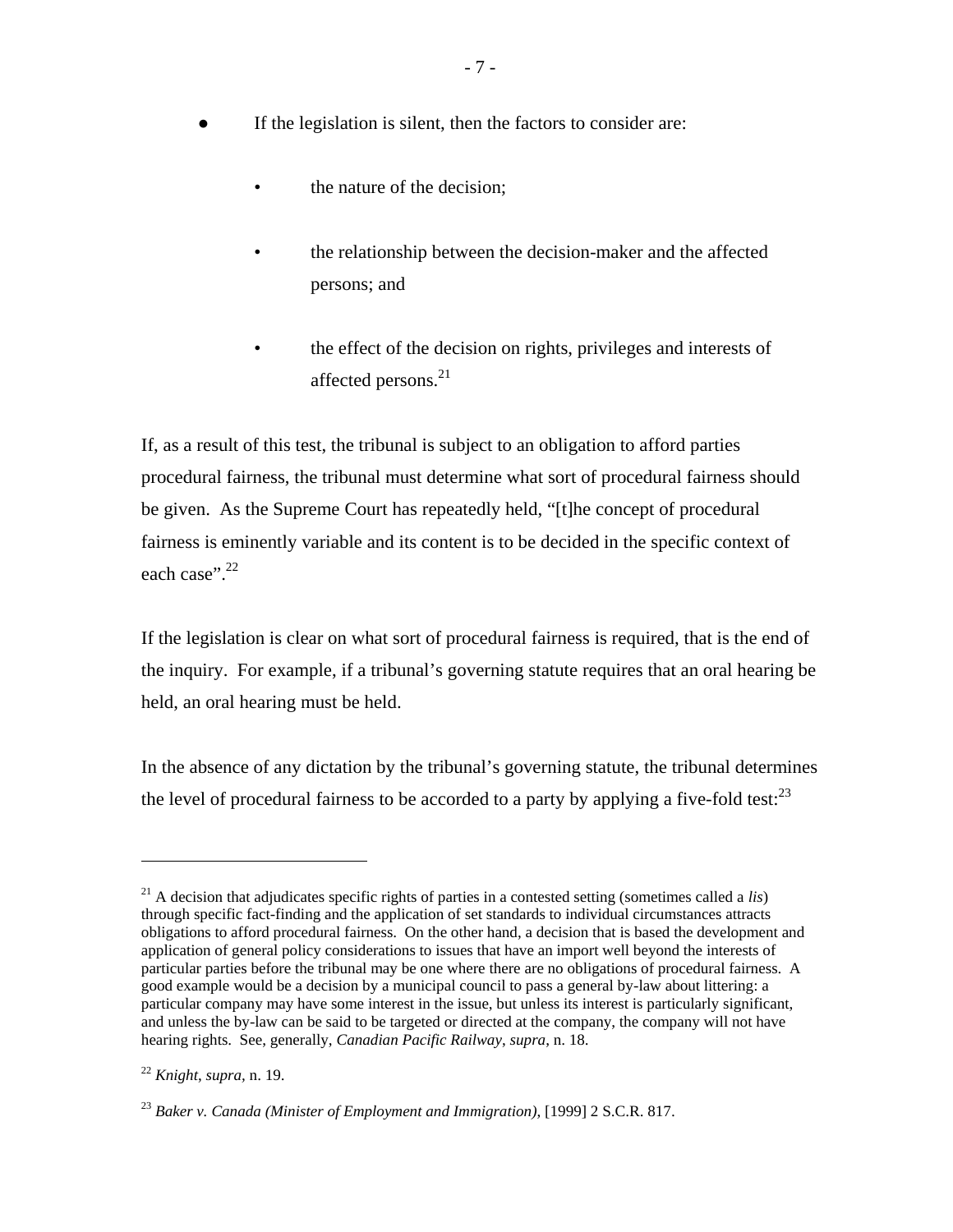- If the legislation is silent, then the factors to consider are:
  - the nature of the decision;
  - the relationship between the decision-maker and the affected persons; and
  - the effect of the decision on rights, privileges and interests of affected persons.[21]

If, as a result of this test, the tribunal is subject to an obligation to afford parties procedural fairness, the tribunal must determine what sort of procedural fairness should be given. As the Supreme Court has repeatedly held, "[t]he concept of procedural fairness is eminently variable and its content is to be decided in the specific context of each case".[22]

If the legislation is clear on what sort of procedural fairness is required, that is the end of the inquiry. For example, if a tribunal's governing statute requires that an oral hearing be held, an oral hearing must be held.

In the absence of any dictation by the tribunal's governing statute, the tribunal determines the level of procedural fairness to be accorded to a party by applying a five-fold test:[23]

---

[21] A decision that adjudicates specific rights of parties in a contested setting (sometimes called a *lis*) through specific fact-finding and the application of set standards to individual circumstances attracts obligations to afford procedural fairness. On the other hand, a decision that is based the development and application of general policy considerations to issues that have an import well beyond the interests of particular parties before the tribunal may be one where there are no obligations of procedural fairness. A good example would be a decision by a municipal council to pass a general by-law about littering: a particular company may have some interest in the issue, but unless its interest is particularly significant, and unless the by-law can be said to be targeted or directed at the company, the company will not have hearing rights. See, generally, *Canadian Pacific Railway*, *supra*, n. 18.

[22] *Knight*, *supra*, n. 19.

[23] *Baker v. Canada (Minister of Employment and Immigration)*, [1999] 2 S.C.R. 817.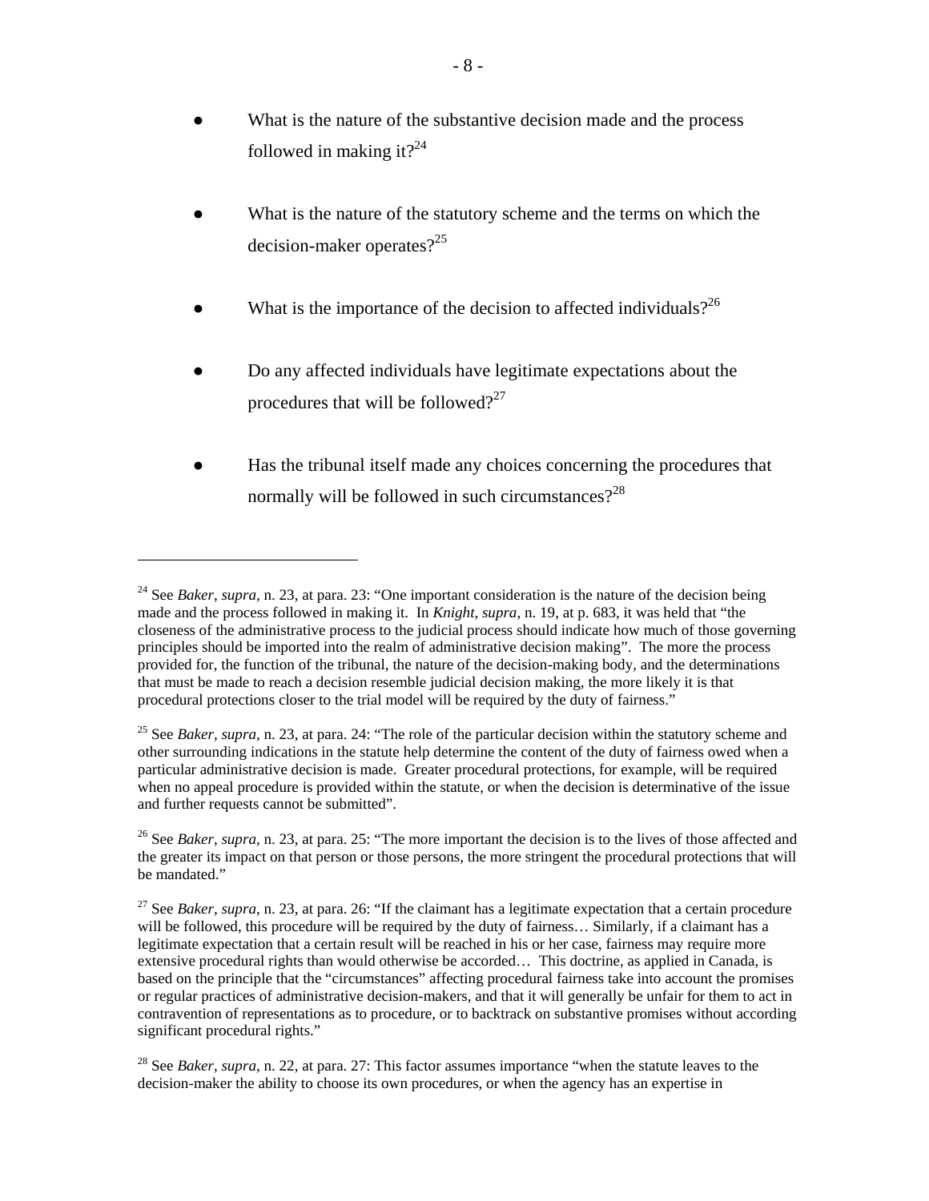- What is the nature of the substantive decision made and the process followed in making it?[24]

- What is the nature of the statutory scheme and the terms on which the decision-maker operates?[25]

- What is the importance of the decision to affected individuals?[26]

- Do any affected individuals have legitimate expectations about the procedures that will be followed?[27]

- Has the tribunal itself made any choices concerning the procedures that normally will be followed in such circumstances?[28]

---

[24] See *Baker*, *supra*, n. 23, at para. 23: "One important consideration is the nature of the decision being made and the process followed in making it. In *Knight*, *supra*, n. 19, at p. 683, it was held that "the closeness of the administrative process to the judicial process should indicate how much of those governing principles should be imported into the realm of administrative decision making". The more the process provided for, the function of the tribunal, the nature of the decision-making body, and the determinations that must be made to reach a decision resemble judicial decision making, the more likely it is that procedural protections closer to the trial model will be required by the duty of fairness."

[25] See *Baker*, *supra*, n. 23, at para. 24: "The role of the particular decision within the statutory scheme and other surrounding indications in the statute help determine the content of the duty of fairness owed when a particular administrative decision is made. Greater procedural protections, for example, will be required when no appeal procedure is provided within the statute, or when the decision is determinative of the issue and further requests cannot be submitted".

[26] See *Baker*, *supra*, n. 23, at para. 25: "The more important the decision is to the lives of those affected and the greater its impact on that person or those persons, the more stringent the procedural protections that will be mandated."

[27] See *Baker*, *supra*, n. 23, at para. 26: "If the claimant has a legitimate expectation that a certain procedure will be followed, this procedure will be required by the duty of fairness… Similarly, if a claimant has a legitimate expectation that a certain result will be reached in his or her case, fairness may require more extensive procedural rights than would otherwise be accorded… This doctrine, as applied in Canada, is based on the principle that the "circumstances" affecting procedural fairness take into account the promises or regular practices of administrative decision-makers, and that it will generally be unfair for them to act in contravention of representations as to procedure, or to backtrack on substantive promises without according significant procedural rights."

[28] See *Baker*, *supra*, n. 22, at para. 27: This factor assumes importance "when the statute leaves to the decision-maker the ability to choose its own procedures, or when the agency has an expertise in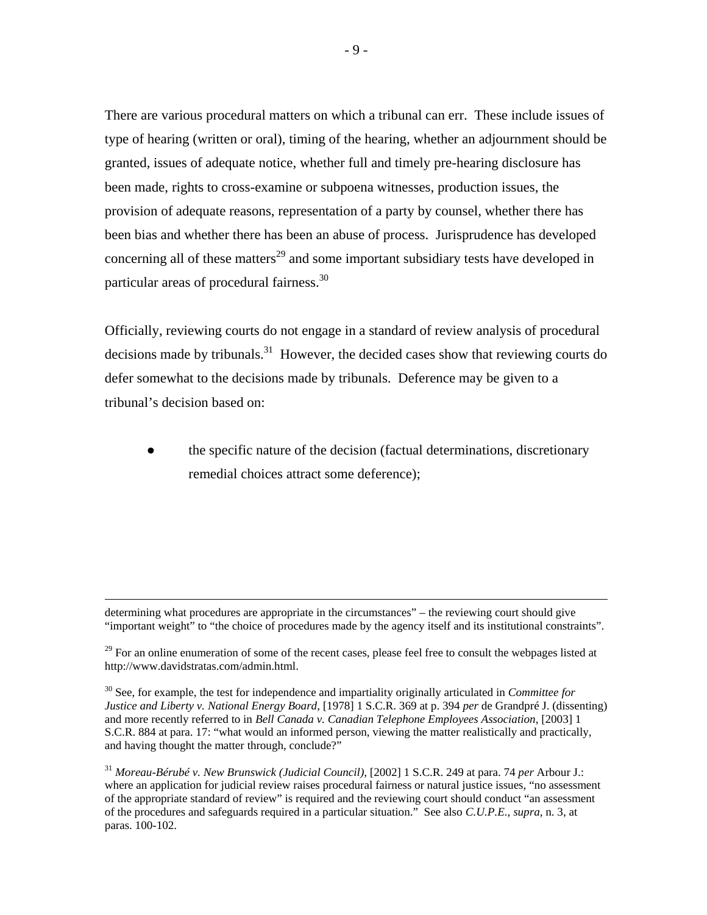There are various procedural matters on which a tribunal can err. These include issues of type of hearing (written or oral), timing of the hearing, whether an adjournment should be granted, issues of adequate notice, whether full and timely pre-hearing disclosure has been made, rights to cross-examine or subpoena witnesses, production issues, the provision of adequate reasons, representation of a party by counsel, whether there has been bias and whether there has been an abuse of process. Jurisprudence has developed concerning all of these matters[29] and some important subsidiary tests have developed in particular areas of procedural fairness.[30]

Officially, reviewing courts do not engage in a standard of review analysis of procedural decisions made by tribunals.[31] However, the decided cases show that reviewing courts do defer somewhat to the decisions made by tribunals. Deference may be given to a tribunal's decision based on:

- the specific nature of the decision (factual determinations, discretionary remedial choices attract some deference);

---

determining what procedures are appropriate in the circumstances" – the reviewing court should give "important weight" to "the choice of procedures made by the agency itself and its institutional constraints".

[29] For an online enumeration of some of the recent cases, please feel free to consult the webpages listed at http://www.davidstratas.com/admin.html.

[30] See, for example, the test for independence and impartiality originally articulated in *Committee for Justice and Liberty v. National Energy Board*, [1978] 1 S.C.R. 369 at p. 394 *per* de Grandpré J. (dissenting) and more recently referred to in *Bell Canada v. Canadian Telephone Employees Association*, [2003] 1 S.C.R. 884 at para. 17: "what would an informed person, viewing the matter realistically and practically, and having thought the matter through, conclude?"

[31] *Moreau-Bérubé v. New Brunswick (Judicial Council)*, [2002] 1 S.C.R. 249 at para. 74 *per* Arbour J.: where an application for judicial review raises procedural fairness or natural justice issues, "no assessment of the appropriate standard of review" is required and the reviewing court should conduct "an assessment of the procedures and safeguards required in a particular situation." See also *C.U.P.E.*, *supra*, n. 3, at paras. 100-102.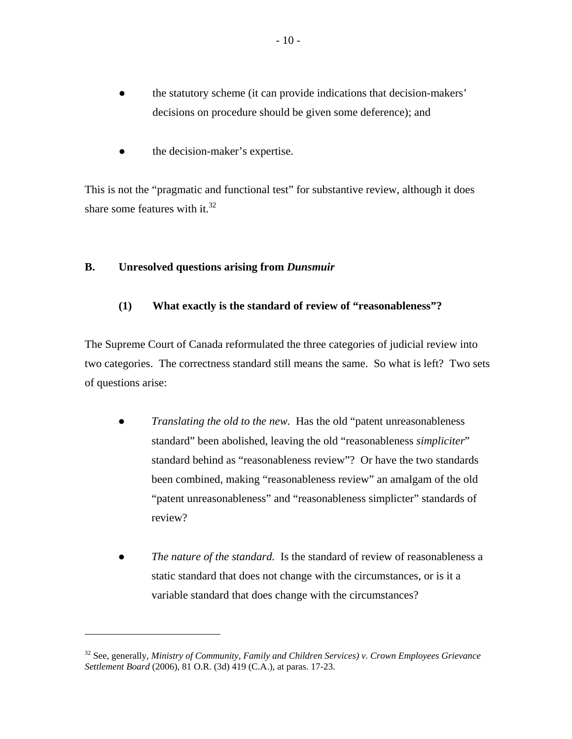- the statutory scheme (it can provide indications that decision-makers' decisions on procedure should be given some deference); and

- the decision-maker's expertise.

This is not the "pragmatic and functional test" for substantive review, although it does share some features with it.[32]

## B. Unresolved questions arising from *Dunsmuir*

### (1) What exactly is the standard of review of "reasonableness"?

The Supreme Court of Canada reformulated the three categories of judicial review into two categories. The correctness standard still means the same. So what is left? Two sets of questions arise:

- *Translating the old to the new.* Has the old "patent unreasonableness standard" been abolished, leaving the old "reasonableness *simpliciter*" standard behind as "reasonableness review"? Or have the two standards been combined, making "reasonableness review" an amalgam of the old "patent unreasonableness" and "reasonableness simplicter" standards of review?

- *The nature of the standard.* Is the standard of review of reasonableness a static standard that does not change with the circumstances, or is it a variable standard that does change with the circumstances?

---

[32] See, generally, *Ministry of Community, Family and Children Services) v. Crown Employees Grievance Settlement Board* (2006), 81 O.R. (3d) 419 (C.A.), at paras. 17-23.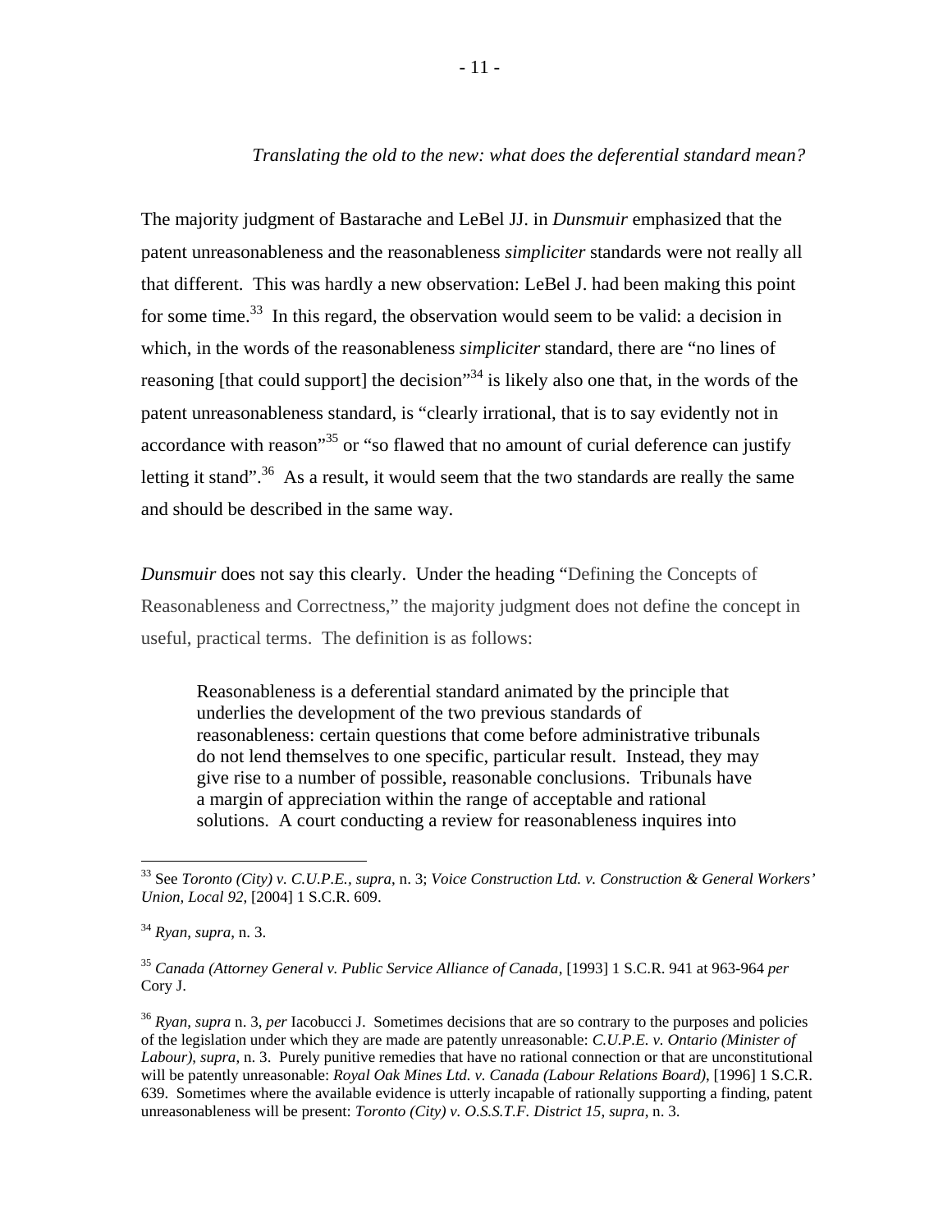*Translating the old to the new: what does the deferential standard mean?*

The majority judgment of Bastarache and LeBel JJ. in *Dunsmuir* emphasized that the patent unreasonableness and the reasonableness *simpliciter* standards were not really all that different. This was hardly a new observation: LeBel J. had been making this point for some time.[33] In this regard, the observation would seem to be valid: a decision in which, in the words of the reasonableness *simpliciter* standard, there are "no lines of reasoning [that could support] the decision"[34] is likely also one that, in the words of the patent unreasonableness standard, is "clearly irrational, that is to say evidently not in accordance with reason"[35] or "so flawed that no amount of curial deference can justify letting it stand".[36] As a result, it would seem that the two standards are really the same and should be described in the same way.

*Dunsmuir* does not say this clearly. Under the heading "Defining the Concepts of Reasonableness and Correctness," the majority judgment does not define the concept in useful, practical terms. The definition is as follows:

> Reasonableness is a deferential standard animated by the principle that underlies the development of the two previous standards of reasonableness: certain questions that come before administrative tribunals do not lend themselves to one specific, particular result. Instead, they may give rise to a number of possible, reasonable conclusions. Tribunals have a margin of appreciation within the range of acceptable and rational solutions. A court conducting a review for reasonableness inquires into

---

[33] See *Toronto (City) v. C.U.P.E., supra*, n. 3; *Voice Construction Ltd. v. Construction & General Workers' Union, Local 92*, [2004] 1 S.C.R. 609.

[34] *Ryan*, *supra*, n. 3.

[35] *Canada (Attorney General v. Public Service Alliance of Canada*, [1993] 1 S.C.R. 941 at 963-964 *per* Cory J.

[36] *Ryan*, *supra* n. 3, *per* Iacobucci J. Sometimes decisions that are so contrary to the purposes and policies of the legislation under which they are made are patently unreasonable: *C.U.P.E. v. Ontario (Minister of Labour)*, *supra*, n. 3. Purely punitive remedies that have no rational connection or that are unconstitutional will be patently unreasonable: *Royal Oak Mines Ltd. v. Canada (Labour Relations Board)*, [1996] 1 S.C.R. 639. Sometimes where the available evidence is utterly incapable of rationally supporting a finding, patent unreasonableness will be present: *Toronto (City) v. O.S.S.T.F. District 15*, *supra*, n. 3.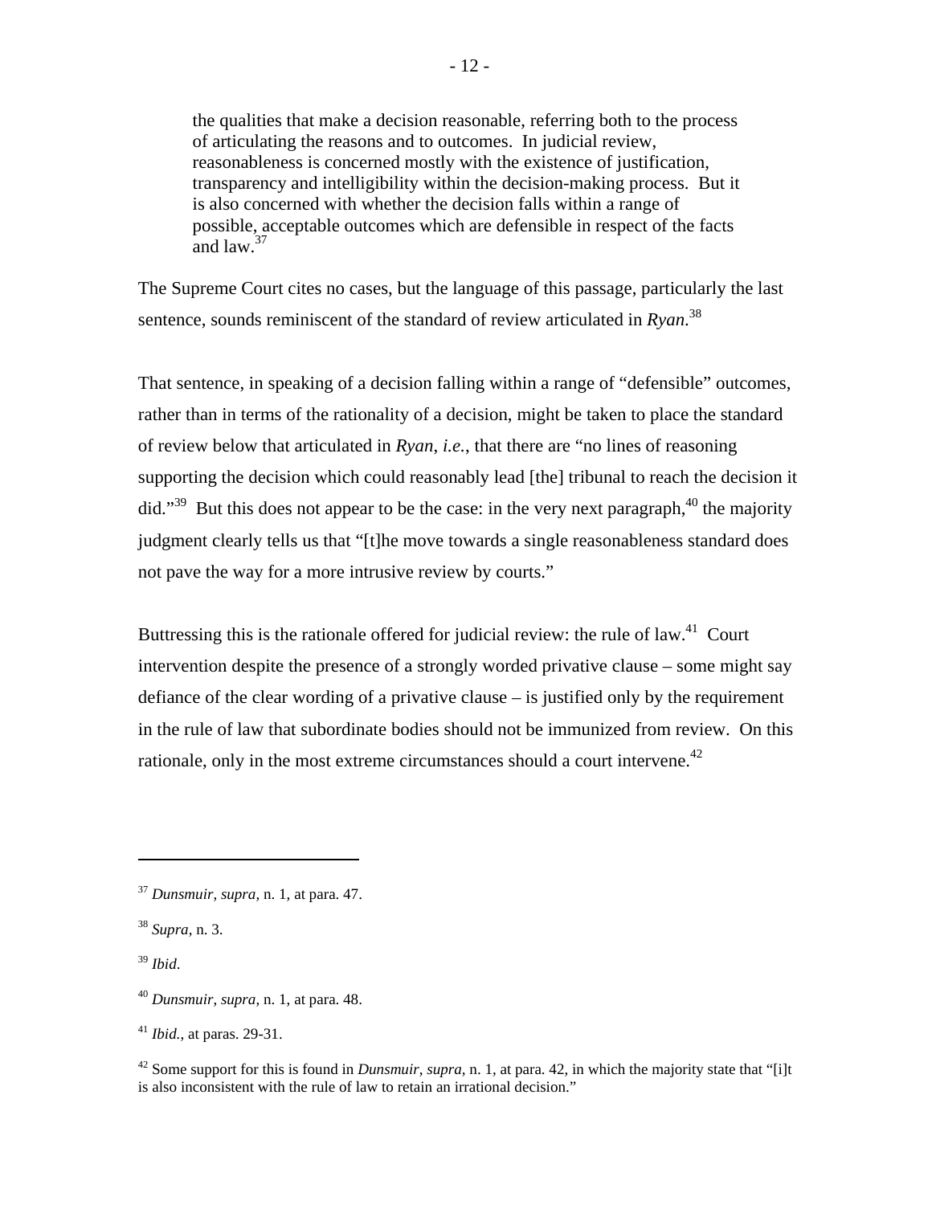> the qualities that make a decision reasonable, referring both to the process of articulating the reasons and to outcomes. In judicial review, reasonableness is concerned mostly with the existence of justification, transparency and intelligibility within the decision-making process. But it is also concerned with whether the decision falls within a range of possible, acceptable outcomes which are defensible in respect of the facts and law.[37]

The Supreme Court cites no cases, but the language of this passage, particularly the last sentence, sounds reminiscent of the standard of review articulated in *Ryan*.[38]

That sentence, in speaking of a decision falling within a range of "defensible" outcomes, rather than in terms of the rationality of a decision, might be taken to place the standard of review below that articulated in *Ryan*, *i.e.*, that there are "no lines of reasoning supporting the decision which could reasonably lead [the] tribunal to reach the decision it did."[39] But this does not appear to be the case: in the very next paragraph,[40] the majority judgment clearly tells us that "[t]he move towards a single reasonableness standard does not pave the way for a more intrusive review by courts."

Buttressing this is the rationale offered for judicial review: the rule of law.[41] Court intervention despite the presence of a strongly worded privative clause – some might say defiance of the clear wording of a privative clause – is justified only by the requirement in the rule of law that subordinate bodies should not be immunized from review. On this rationale, only in the most extreme circumstances should a court intervene.[42]

---

[37] *Dunsmuir*, *supra*, n. 1, at para. 47.

[38] *Supra*, n. 3.

[39] *Ibid*.

[40] *Dunsmuir, supra*, n. 1, at para. 48.

[41] *Ibid.*, at paras. 29-31.

[42] Some support for this is found in *Dunsmuir*, *supra*, n. 1, at para. 42, in which the majority state that "[i]t is also inconsistent with the rule of law to retain an irrational decision."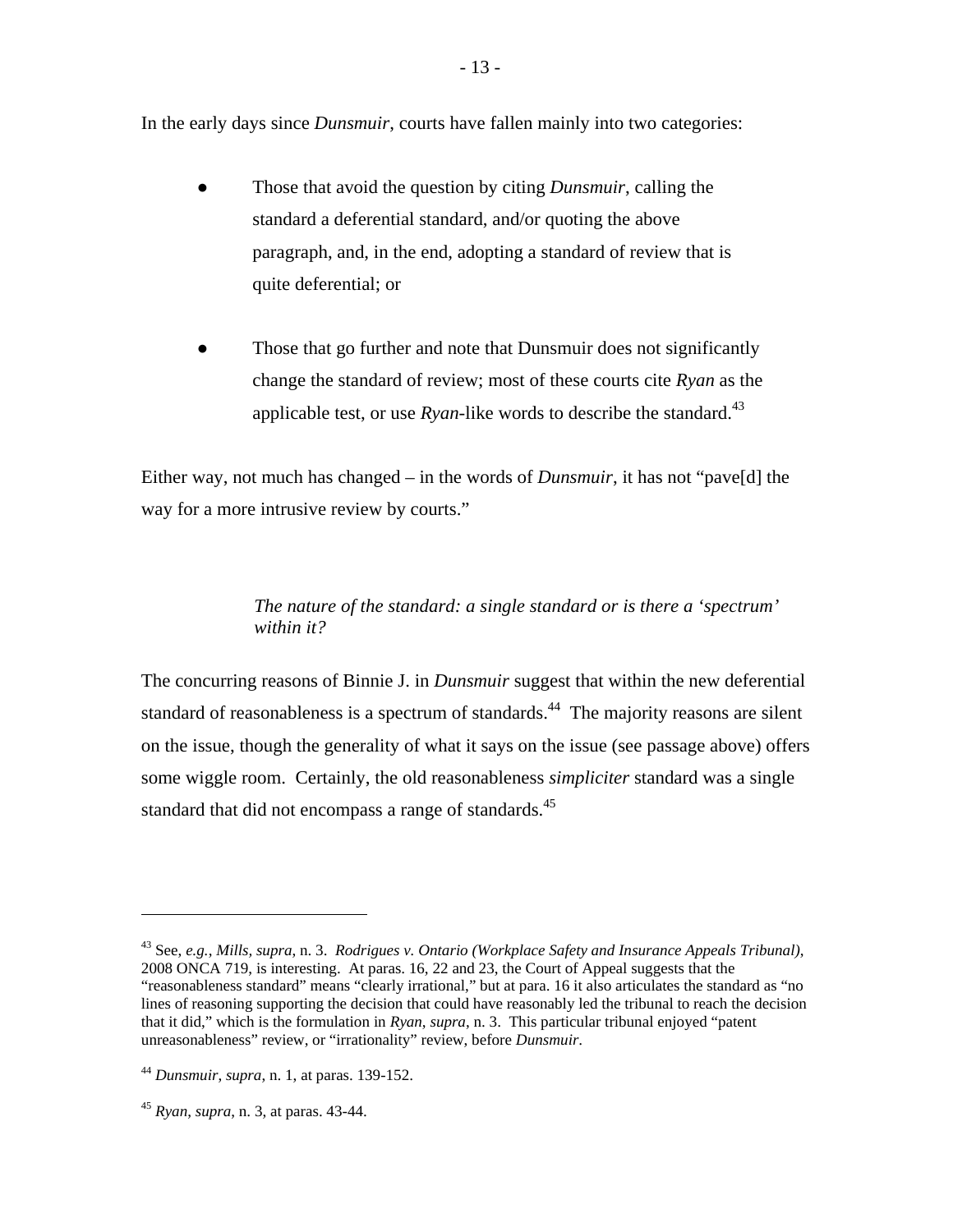In the early days since *Dunsmuir*, courts have fallen mainly into two categories:

- Those that avoid the question by citing *Dunsmuir*, calling the standard a deferential standard, and/or quoting the above paragraph, and, in the end, adopting a standard of review that is quite deferential; or

- Those that go further and note that Dunsmuir does not significantly change the standard of review; most of these courts cite *Ryan* as the applicable test, or use *Ryan*-like words to describe the standard.[43]

Either way, not much has changed – in the words of *Dunsmuir*, it has not "pave[d] the way for a more intrusive review by courts."

*The nature of the standard: a single standard or is there a 'spectrum' within it?*

The concurring reasons of Binnie J. in *Dunsmuir* suggest that within the new deferential standard of reasonableness is a spectrum of standards.[44] The majority reasons are silent on the issue, though the generality of what it says on the issue (see passage above) offers some wiggle room. Certainly, the old reasonableness *simpliciter* standard was a single standard that did not encompass a range of standards.[45]

---

[43] See, *e.g.*, *Mills*, *supra*, n. 3. *Rodrigues v. Ontario (Workplace Safety and Insurance Appeals Tribunal)*, 2008 ONCA 719, is interesting. At paras. 16, 22 and 23, the Court of Appeal suggests that the "reasonableness standard" means "clearly irrational," but at para. 16 it also articulates the standard as "no lines of reasoning supporting the decision that could have reasonably led the tribunal to reach the decision that it did," which is the formulation in *Ryan*, *supra*, n. 3. This particular tribunal enjoyed "patent unreasonableness" review, or "irrationality" review, before *Dunsmuir*.

[44] *Dunsmuir*, *supra*, n. 1, at paras. 139-152.

[45] *Ryan*, *supra*, n. 3, at paras. 43-44.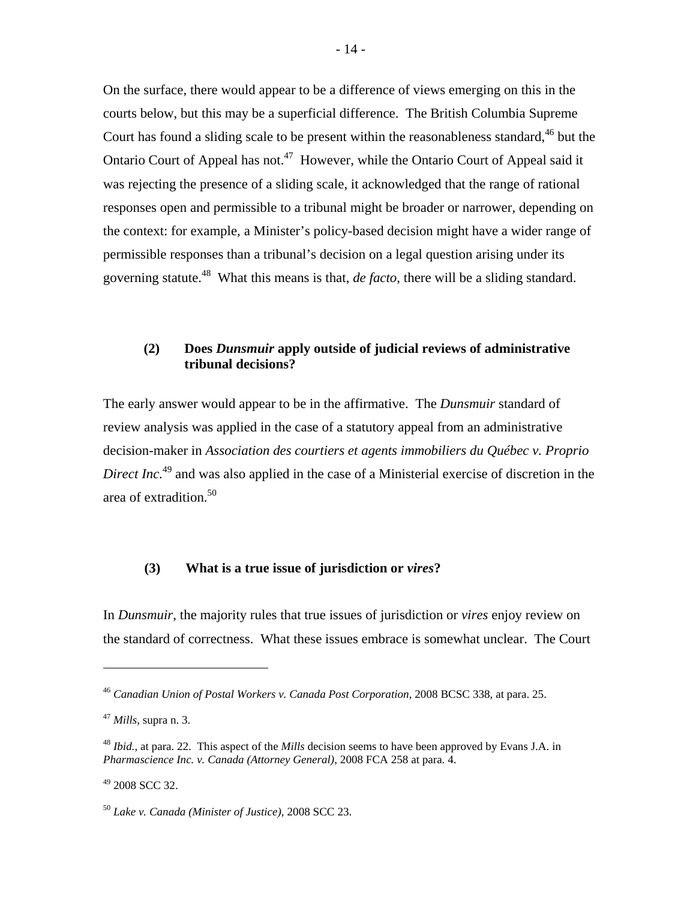On the surface, there would appear to be a difference of views emerging on this in the courts below, but this may be a superficial difference. The British Columbia Supreme Court has found a sliding scale to be present within the reasonableness standard,[46] but the Ontario Court of Appeal has not.[47] However, while the Ontario Court of Appeal said it was rejecting the presence of a sliding scale, it acknowledged that the range of rational responses open and permissible to a tribunal might be broader or narrower, depending on the context: for example, a Minister's policy-based decision might have a wider range of permissible responses than a tribunal's decision on a legal question arising under its governing statute.[48] What this means is that, *de facto*, there will be a sliding standard.

### (2) Does *Dunsmuir* apply outside of judicial reviews of administrative tribunal decisions?

The early answer would appear to be in the affirmative. The *Dunsmuir* standard of review analysis was applied in the case of a statutory appeal from an administrative decision-maker in *Association des courtiers et agents immobiliers du Québec v. Proprio Direct Inc.*[49] and was also applied in the case of a Ministerial exercise of discretion in the area of extradition.[50]

### (3) What is a true issue of jurisdiction or *vires*?

In *Dunsmuir*, the majority rules that true issues of jurisdiction or *vires* enjoy review on the standard of correctness. What these issues embrace is somewhat unclear. The Court

---

[46] *Canadian Union of Postal Workers v. Canada Post Corporation*, 2008 BCSC 338, at para. 25.

[47] *Mills*, supra n. 3.

[48] *Ibid.*, at para. 22. This aspect of the *Mills* decision seems to have been approved by Evans J.A. in *Pharmascience Inc. v. Canada (Attorney General)*, 2008 FCA 258 at para. 4.

[49] 2008 SCC 32.

[50] *Lake v. Canada (Minister of Justice)*, 2008 SCC 23.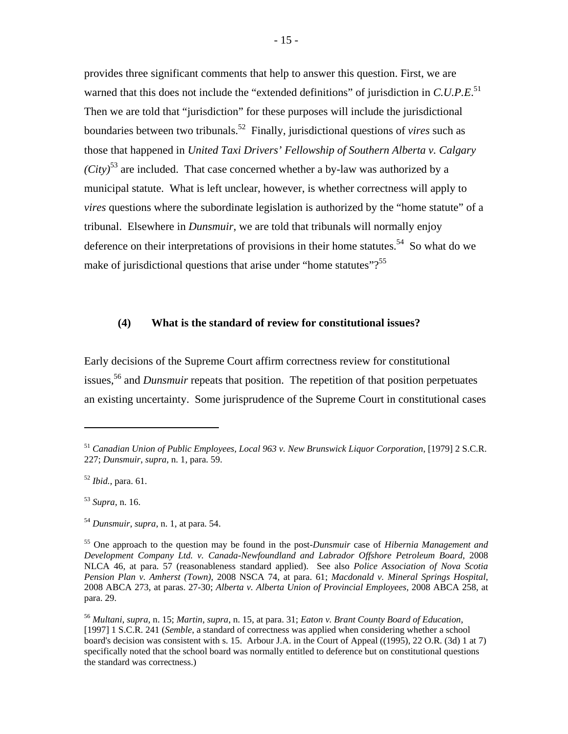provides three significant comments that help to answer this question. First, we are warned that this does not include the "extended definitions" of jurisdiction in *C.U.P.E*.[51] Then we are told that "jurisdiction" for these purposes will include the jurisdictional boundaries between two tribunals.[52] Finally, jurisdictional questions of *vires* such as those that happened in *United Taxi Drivers' Fellowship of Southern Alberta v. Calgary (City)*[53] are included. That case concerned whether a by-law was authorized by a municipal statute. What is left unclear, however, is whether correctness will apply to *vires* questions where the subordinate legislation is authorized by the "home statute" of a tribunal. Elsewhere in *Dunsmuir*, we are told that tribunals will normally enjoy deference on their interpretations of provisions in their home statutes.[54] So what do we make of jurisdictional questions that arise under "home statutes"?[55]

### (4) What is the standard of review for constitutional issues?

Early decisions of the Supreme Court affirm correctness review for constitutional issues,[56] and *Dunsmuir* repeats that position. The repetition of that position perpetuates an existing uncertainty. Some jurisprudence of the Supreme Court in constitutional cases

---

[51] *Canadian Union of Public Employees, Local 963 v. New Brunswick Liquor Corporation*, [1979] 2 S.C.R. 227; *Dunsmuir*, *supra*, n. 1, para. 59.

[52] *Ibid.*, para. 61.

[53] *Supra*, n. 16.

[54] *Dunsmuir*, *supra*, n. 1, at para. 54.

[55] One approach to the question may be found in the post-*Dunsmuir* case of *Hibernia Management and Development Company Ltd. v. Canada-Newfoundland and Labrador Offshore Petroleum Board*, 2008 NLCA 46, at para. 57 (reasonableness standard applied). See also *Police Association of Nova Scotia Pension Plan v. Amherst (Town)*, 2008 NSCA 74, at para. 61; *Macdonald v. Mineral Springs Hospital*, 2008 ABCA 273, at paras. 27-30; *Alberta v. Alberta Union of Provincial Employees*, 2008 ABCA 258, at para. 29.

[56] *Multani*, *supra*, n. 15; *Martin*, *supra*, n. 15, at para. 31; *Eaton v. Brant County Board of Education*, [1997] 1 S.C.R. 241 (*Semble*, a standard of correctness was applied when considering whether a school board's decision was consistent with s. 15. Arbour J.A. in the Court of Appeal ((1995), 22 O.R. (3d) 1 at 7) specifically noted that the school board was normally entitled to deference but on constitutional questions the standard was correctness.)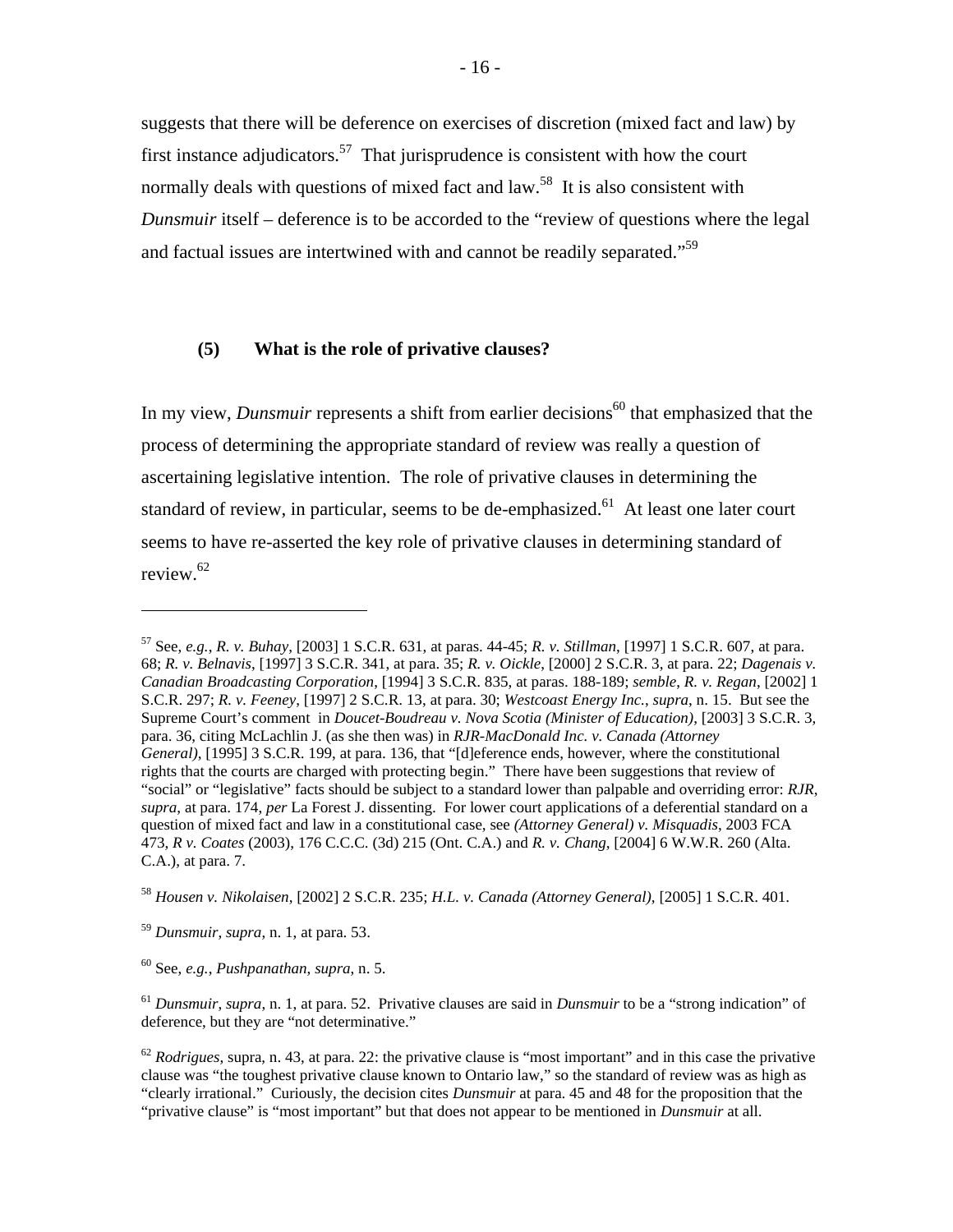suggests that there will be deference on exercises of discretion (mixed fact and law) by first instance adjudicators.[57] That jurisprudence is consistent with how the court normally deals with questions of mixed fact and law.[58] It is also consistent with *Dunsmuir* itself – deference is to be accorded to the "review of questions where the legal and factual issues are intertwined with and cannot be readily separated."[59]

### (5) What is the role of privative clauses?

In my view, *Dunsmuir* represents a shift from earlier decisions[60] that emphasized that the process of determining the appropriate standard of review was really a question of ascertaining legislative intention. The role of privative clauses in determining the standard of review, in particular, seems to be de-emphasized.[61] At least one later court seems to have re-asserted the key role of privative clauses in determining standard of review.[62]

---

[57] See, *e.g.*, *R. v. Buhay*, [2003] 1 S.C.R. 631, at paras. 44-45; *R. v. Stillman*, [1997] 1 S.C.R. 607, at para. 68; *R. v. Belnavis*, [1997] 3 S.C.R. 341, at para. 35; *R. v. Oickle*, [2000] 2 S.C.R. 3, at para. 22; *Dagenais v. Canadian Broadcasting Corporation*, [1994] 3 S.C.R. 835, at paras. 188-189; *semble*, *R. v. Regan*, [2002] 1 S.C.R. 297; *R. v. Feeney*, [1997] 2 S.C.R. 13, at para. 30; *Westcoast Energy Inc.*, *supra*, n. 15. But see the Supreme Court's comment in *Doucet-Boudreau v. Nova Scotia (Minister of Education)*, [2003] 3 S.C.R. 3, para. 36, citing McLachlin J. (as she then was) in *RJR-MacDonald Inc. v. Canada (Attorney General)*, [1995] 3 S.C.R. 199, at para. 136, that "[d]eference ends, however, where the constitutional rights that the courts are charged with protecting begin." There have been suggestions that review of "social" or "legislative" facts should be subject to a standard lower than palpable and overriding error: *RJR*, *supra*, at para. 174, *per* La Forest J. dissenting. For lower court applications of a deferential standard on a question of mixed fact and law in a constitutional case, see *(Attorney General) v. Misquadis*, 2003 FCA 473, *R v. Coates* (2003), 176 C.C.C. (3d) 215 (Ont. C.A.) and *R. v. Chang*, [2004] 6 W.W.R. 260 (Alta. C.A.), at para. 7.

[58] *Housen v. Nikolaisen*, [2002] 2 S.C.R. 235; *H.L. v. Canada (Attorney General)*, [2005] 1 S.C.R. 401.

[59] *Dunsmuir*, *supra*, n. 1, at para. 53.

[60] See, *e.g.*, *Pushpanathan*, *supra*, n. 5.

[61] *Dunsmuir*, *supra*, n. 1, at para. 52. Privative clauses are said in *Dunsmuir* to be a "strong indication" of deference, but they are "not determinative."

[62] *Rodrigues*, supra, n. 43, at para. 22: the privative clause is "most important" and in this case the privative clause was "the toughest privative clause known to Ontario law," so the standard of review was as high as "clearly irrational." Curiously, the decision cites *Dunsmuir* at para. 45 and 48 for the proposition that the "privative clause" is "most important" but that does not appear to be mentioned in *Dunsmuir* at all.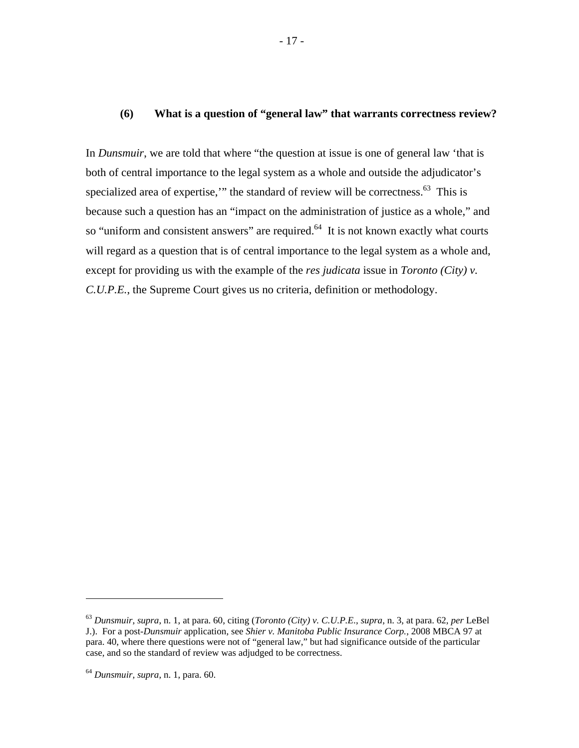### (6) What is a question of "general law" that warrants correctness review?

In *Dunsmuir*, we are told that where "the question at issue is one of general law 'that is both of central importance to the legal system as a whole and outside the adjudicator's specialized area of expertise,'" the standard of review will be correctness.[63] This is because such a question has an "impact on the administration of justice as a whole," and so "uniform and consistent answers" are required.[64] It is not known exactly what courts will regard as a question that is of central importance to the legal system as a whole and, except for providing us with the example of the *res judicata* issue in *Toronto (City) v. C.U.P.E.*, the Supreme Court gives us no criteria, definition or methodology.

---

[63] *Dunsmuir, supra*, n. 1, at para. 60, citing (*Toronto (City) v. C.U.P.E.*, *supra*, n. 3, at para. 62, *per* LeBel J.). For a post-*Dunsmuir* application, see *Shier v. Manitoba Public Insurance Corp.*, 2008 MBCA 97 at para. 40, where there questions were not of "general law," but had significance outside of the particular case, and so the standard of review was adjudged to be correctness.

[64] *Dunsmuir, supra*, n. 1, para. 60.